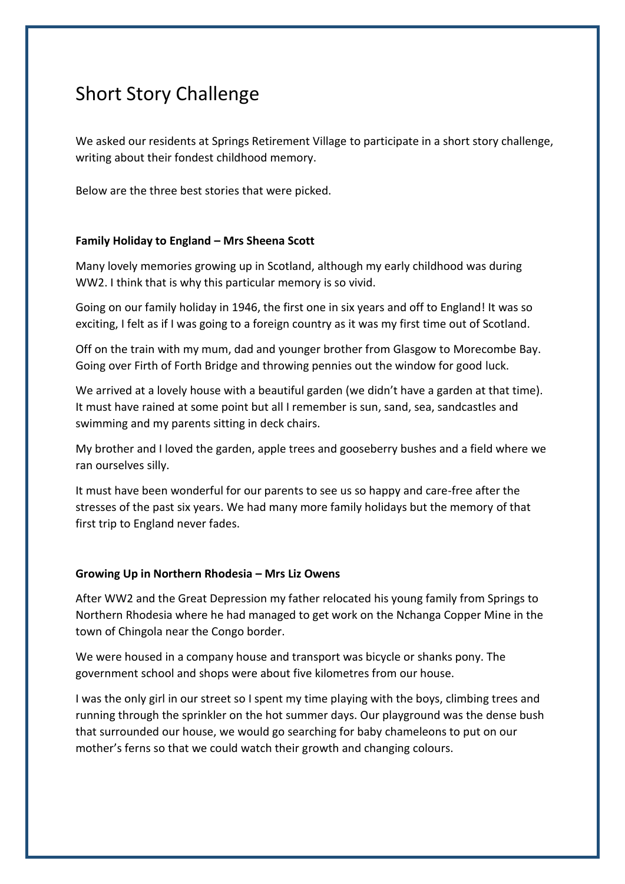# Short Story Challenge

We asked our residents at Springs Retirement Village to participate in a short story challenge, writing about their fondest childhood memory.

Below are the three best stories that were picked.

**Family Holiday to England – Mrs Sheena Scott**

Many lovely memories growing up in Scotland, although my early childhood was during WW2. I think that is why this particular memory is so vivid.

Going on our family holiday in 1946, the first one in six years and off to England! It was so exciting, I felt as if I was going to a foreign country as it was my first time out of Scotland.

Off on the train with my mum, dad and younger brother from Glasgow to Morecombe Bay. Going over Firth of Forth Bridge and throwing pennies out the window for good luck.

We arrived at a lovely house with a beautiful garden (we didn't have a garden at that time). It must have rained at some point but all I remember is sun, sand, sea, sandcastles and swimming and my parents sitting in deck chairs.

My brother and I loved the garden, apple trees and gooseberry bushes and a field where we ran ourselves silly.

It must have been wonderful for our parents to see us so happy and care-free after the stresses of the past six years. We had many more family holidays but the memory of that first trip to England never fades.

**Growing Up in Northern Rhodesia – Mrs Liz Owens**

After WW2 and the Great Depression my father relocated his young family from Springs to Northern Rhodesia where he had managed to get work on the Nchanga Copper Mine in the town of Chingola near the Congo border.

We were housed in a company house and transport was bicycle or shanks pony. The government school and shops were about five kilometres from our house.

I was the only girl in our street so I spent my time playing with the boys, climbing trees and running through the sprinkler on the hot summer days. Our playground was the dense bush that surrounded our house, we would go searching for baby chameleons to put on our mother's ferns so that we could watch their growth and changing colours.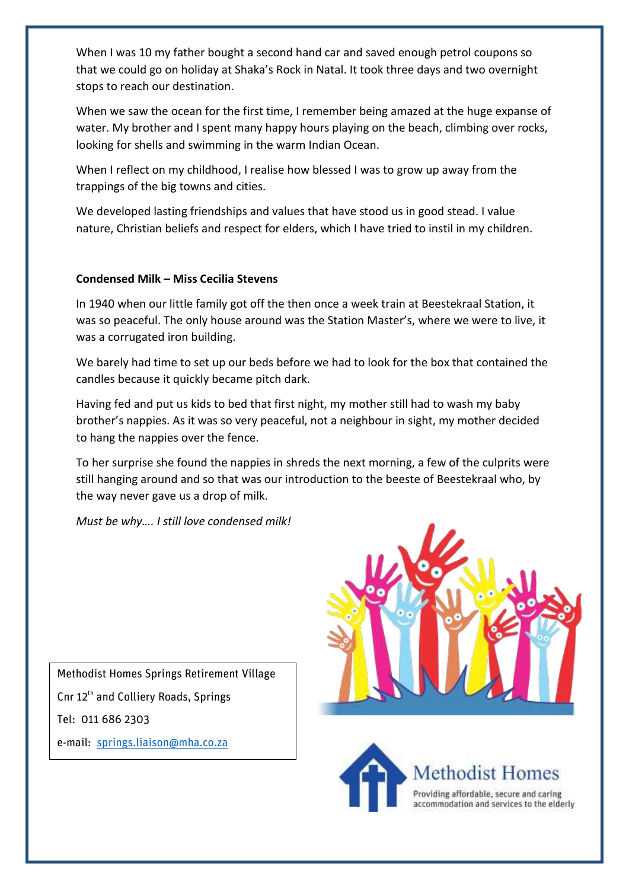When I was 10 my father bought a second hand car and saved enough petrol coupons so that we could go on holiday at Shaka's Rock in Natal. It took three days and two overnight stops to reach our destination.

When we saw the ocean for the first time, I remember being amazed at the huge expanse of water. My brother and I spent many happy hours playing on the beach, climbing over rocks, looking for shells and swimming in the warm Indian Ocean.

When I reflect on my childhood, I realise how blessed I was to grow up away from the trappings of the big towns and cities.

We developed lasting friendships and values that have stood us in good stead. I value nature, Christian beliefs and respect for elders, which I have tried to instil in my children.

**Condensed Milk – Miss Cecilia Stevens**

In 1940 when our little family got off the then once a week train at Beestekraal Station, it was so peaceful. The only house around was the Station Master's, where we were to live, it was a corrugated iron building.

We barely had time to set up our beds before we had to look for the box that contained the candles because it quickly became pitch dark.

Having fed and put us kids to bed that first night, my mother still had to wash my baby brother's nappies. As it was so very peaceful, not a neighbour in sight, my mother decided to hang the nappies over the fence.

To her surprise she found the nappies in shreds the next morning, a few of the culprits were still hanging around and so that was our introduction to the beeste of Beestekraal who, by the way never gave us a drop of milk.

*Must be why…. I still love condensed milk!*

Methodist Homes Springs Retirement Village
Cnr 12th and Colliery Roads, Springs
Tel: 011 686 2303
e-mail: springs.liaison@mha.co.za

Methodist Homes
Providing affordable, secure and caring accommodation and services to the elderly